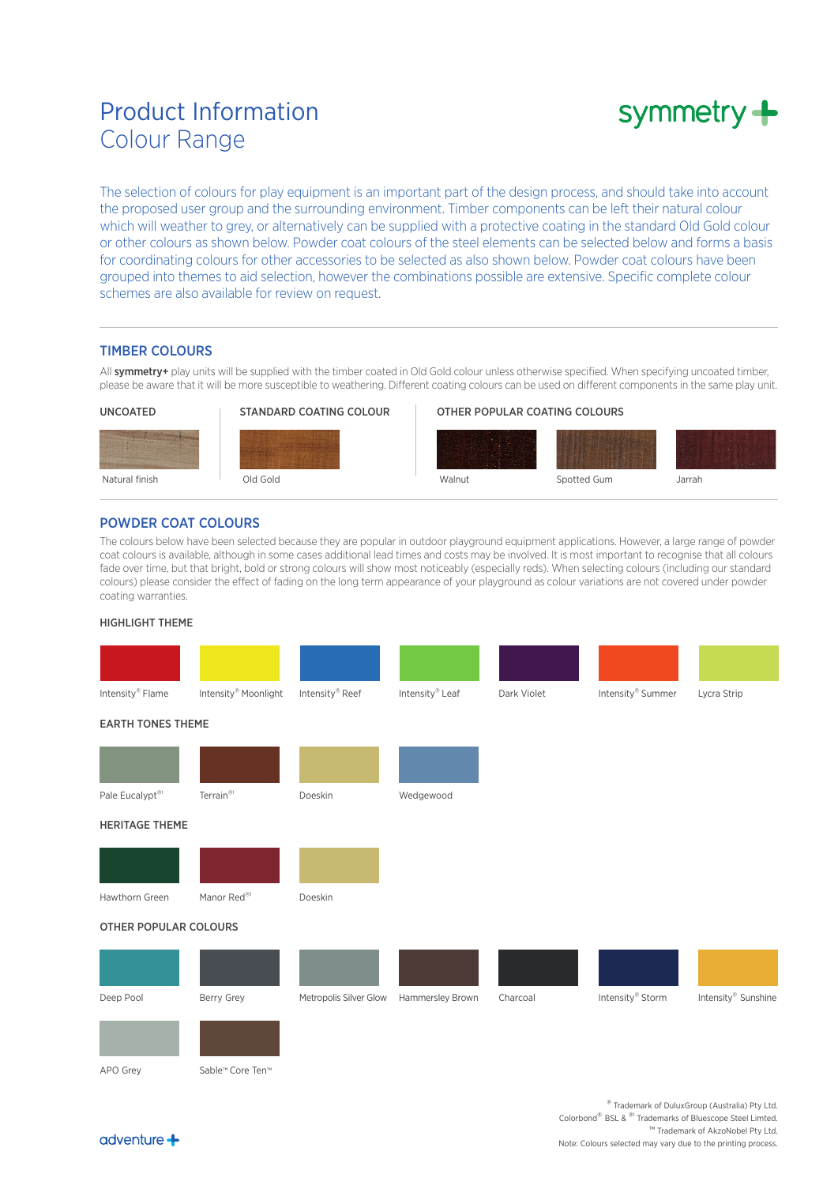# Product Information
# Colour Range

symmetry+

The selection of colours for play equipment is an important part of the design process, and should take into account the proposed user group and the surrounding environment. Timber components can be left their natural colour which will weather to grey, or alternatively can be supplied with a protective coating in the standard Old Gold colour or other colours as shown below. Powder coat colours of the steel elements can be selected below and forms a basis for coordinating colours for other accessories to be selected as also shown below. Powder coat colours have been grouped into themes to aid selection, however the combinations possible are extensive. Specific complete colour schemes are also available for review on request.

## TIMBER COLOURS

All **symmetry+** play units will be supplied with the timber coated in Old Gold colour unless otherwise specified. When specifying uncoated timber, please be aware that it will be more susceptible to weathering. Different coating colours can be used on different components in the same play unit.

### UNCOATED

Natural finish

### STANDARD COATING COLOUR

Old Gold

### OTHER POPULAR COATING COLOURS

Walnut

Spotted Gum

Jarrah

## POWDER COAT COLOURS

The colours below have been selected because they are popular in outdoor playground equipment applications. However, a large range of powder coat colours is available, although in some cases additional lead times and costs may be involved. It is most important to recognise that all colours fade over time, but that bright, bold or strong colours will show most noticeably (especially reds). When selecting colours (including our standard colours) please consider the effect of fading on the long term appearance of your playground as colour variations are not covered under powder coating warranties.

### HIGHLIGHT THEME

Intensity® Flame

Intensity® Moonlight

Intensity® Reef

Intensity® Leaf

Dark Violet

Intensity® Summer

Lycra Strip

### EARTH TONES THEME

Pale Eucalypt®1

Terrain®1

Doeskin

Wedgewood

### HERITAGE THEME

Hawthorn Green

Manor Red®1

Doeskin

### OTHER POPULAR COLOURS

Deep Pool

Berry Grey

Metropolis Silver Glow

Hammersley Brown

Charcoal

Intensity® Storm

Intensity® Sunshine

APO Grey

Sable™ Core Ten™

® Trademark of DuluxGroup (Australia) Pty Ltd.
Colorbond® BSL & ®1 Trademarks of Bluescope Steel Limted.
™ Trademark of AkzoNobel Pty Ltd.
Note: Colours selected may vary due to the printing process.

adventure+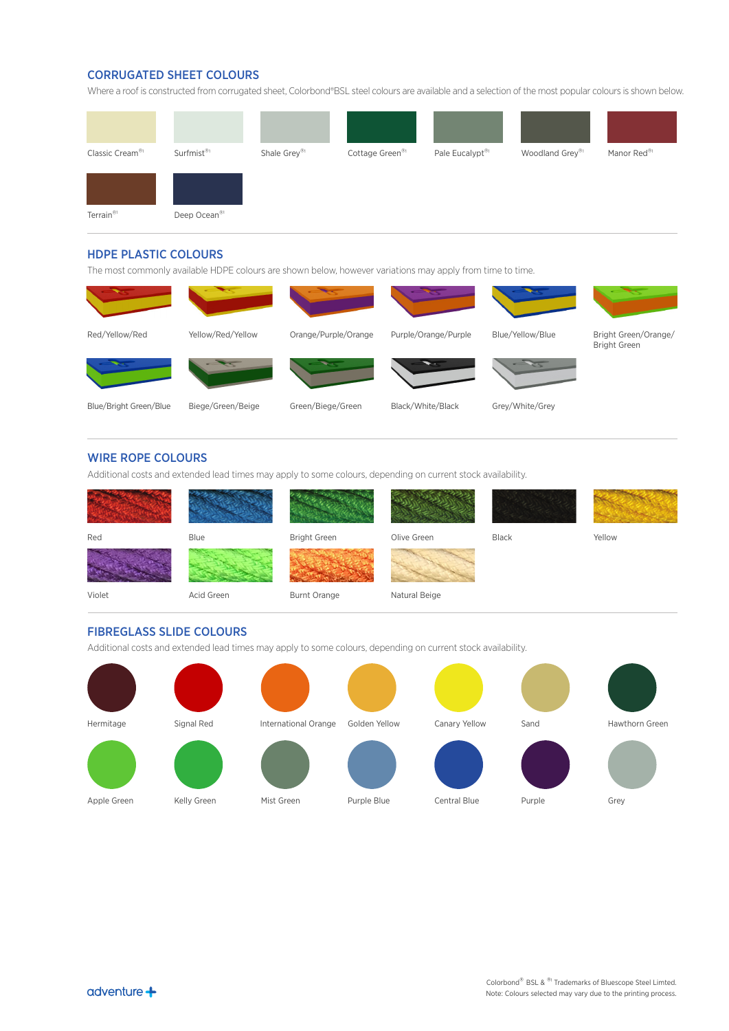## CORRUGATED SHEET COLOURS

Where a roof is constructed from corrugated sheet, Colorbond®BSL steel colours are available and a selection of the most popular colours is shown below.

Classic Cream®I

Surfmist®I

Shale Grey®I

Cottage Green®I

Pale Eucalypt®I

Woodland Grey®I

Manor Red®I

Terrain®I

Deep Ocean®I

## HDPE PLASTIC COLOURS

The most commonly available HDPE colours are shown below, however variations may apply from time to time.

Red/Yellow/Red

Yellow/Red/Yellow

Orange/Purple/Orange

Purple/Orange/Purple

Blue/Yellow/Blue

Bright Green/Orange/ Bright Green

Blue/Bright Green/Blue

Biege/Green/Beige

Green/Biege/Green

Black/White/Black

Grey/White/Grey

## WIRE ROPE COLOURS

Additional costs and extended lead times may apply to some colours, depending on current stock availability.

Red

Blue

Bright Green

Olive Green

Black

Yellow

Violet

Acid Green

Burnt Orange

Natural Beige

## FIBREGLASS SLIDE COLOURS

Additional costs and extended lead times may apply to some colours, depending on current stock availability.

Hermitage

Signal Red

International Orange

Golden Yellow

Canary Yellow

Sand

Hawthorn Green

Apple Green

Kelly Green

Mist Green

Purple Blue

Central Blue

Purple

Grey

Colorbond® BSL & ®I Trademarks of Bluescope Steel Limted.
Note: Colours selected may vary due to the printing process.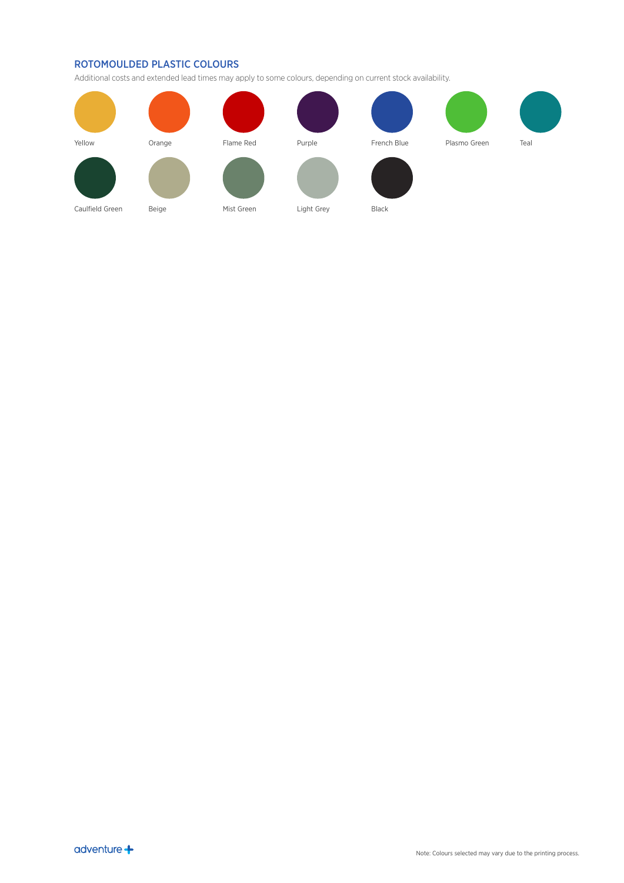## ROTOMOULDED PLASTIC COLOURS

Additional costs and extended lead times may apply to some colours, depending on current stock availability.

Yellow

Orange

Flame Red

Purple

French Blue

Plasmo Green

Teal

Caulfield Green

Beige

Mist Green

Light Grey

Black

Note: Colours selected may vary due to the printing process.